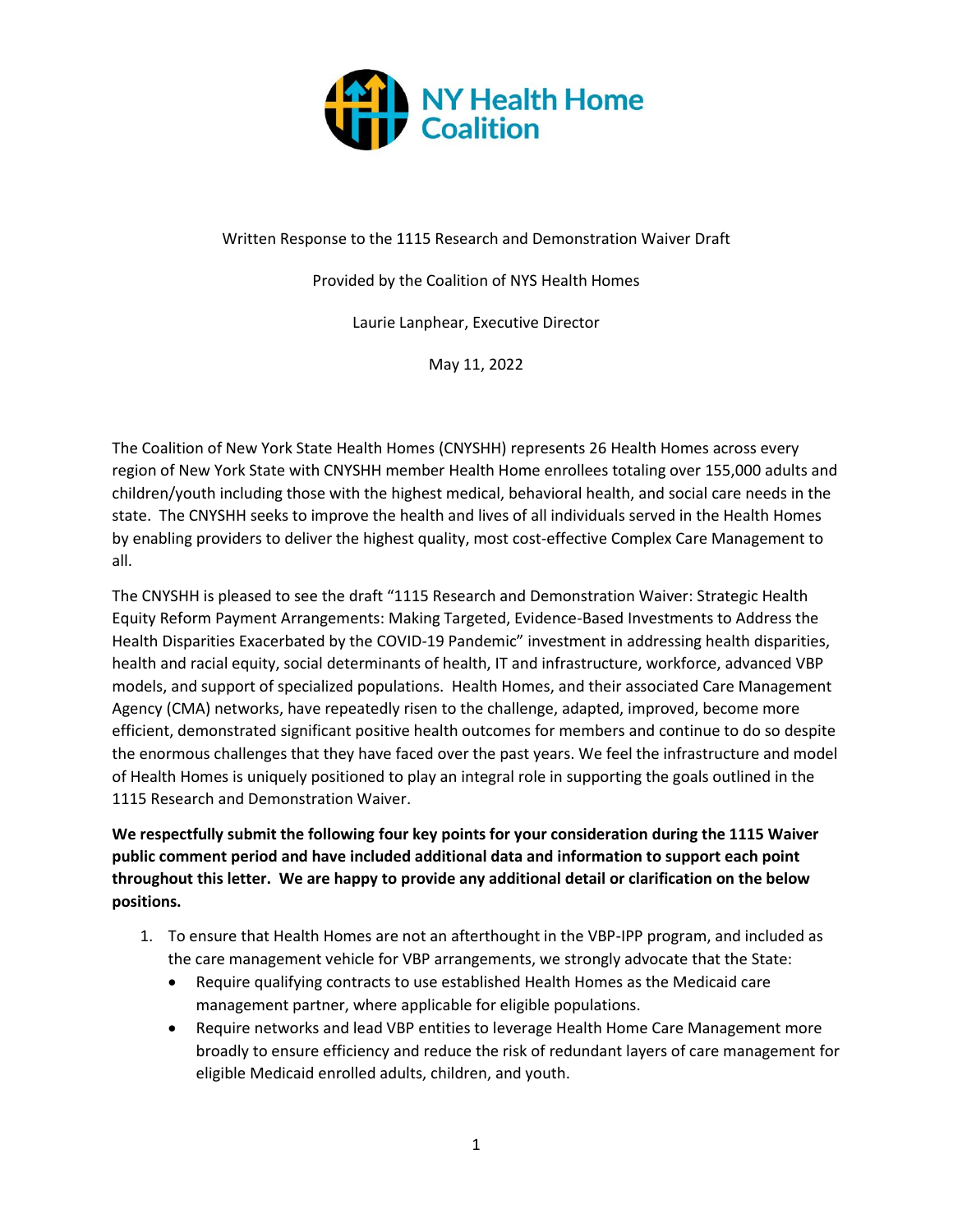NY Health Home Coalition

Written Response to the 1115 Research and Demonstration Waiver Draft

Provided by the Coalition of NYS Health Homes

Laurie Lanphear, Executive Director

May 11, 2022

The Coalition of New York State Health Homes (CNYSHH) represents 26 Health Homes across every region of New York State with CNYSHH member Health Home enrollees totaling over 155,000 adults and children/youth including those with the highest medical, behavioral health, and social care needs in the state. The CNYSHH seeks to improve the health and lives of all individuals served in the Health Homes by enabling providers to deliver the highest quality, most cost-effective Complex Care Management to all.

The CNYSHH is pleased to see the draft "1115 Research and Demonstration Waiver: Strategic Health Equity Reform Payment Arrangements: Making Targeted, Evidence-Based Investments to Address the Health Disparities Exacerbated by the COVID-19 Pandemic" investment in addressing health disparities, health and racial equity, social determinants of health, IT and infrastructure, workforce, advanced VBP models, and support of specialized populations. Health Homes, and their associated Care Management Agency (CMA) networks, have repeatedly risen to the challenge, adapted, improved, become more efficient, demonstrated significant positive health outcomes for members and continue to do so despite the enormous challenges that they have faced over the past years. We feel the infrastructure and model of Health Homes is uniquely positioned to play an integral role in supporting the goals outlined in the 1115 Research and Demonstration Waiver.

**We respectfully submit the following four key points for your consideration during the 1115 Waiver public comment period and have included additional data and information to support each point throughout this letter. We are happy to provide any additional detail or clarification on the below positions.**

1. To ensure that Health Homes are not an afterthought in the VBP-IPP program, and included as the care management vehicle for VBP arrangements, we strongly advocate that the State:
   - Require qualifying contracts to use established Health Homes as the Medicaid care management partner, where applicable for eligible populations.
   - Require networks and lead VBP entities to leverage Health Home Care Management more broadly to ensure efficiency and reduce the risk of redundant layers of care management for eligible Medicaid enrolled adults, children, and youth.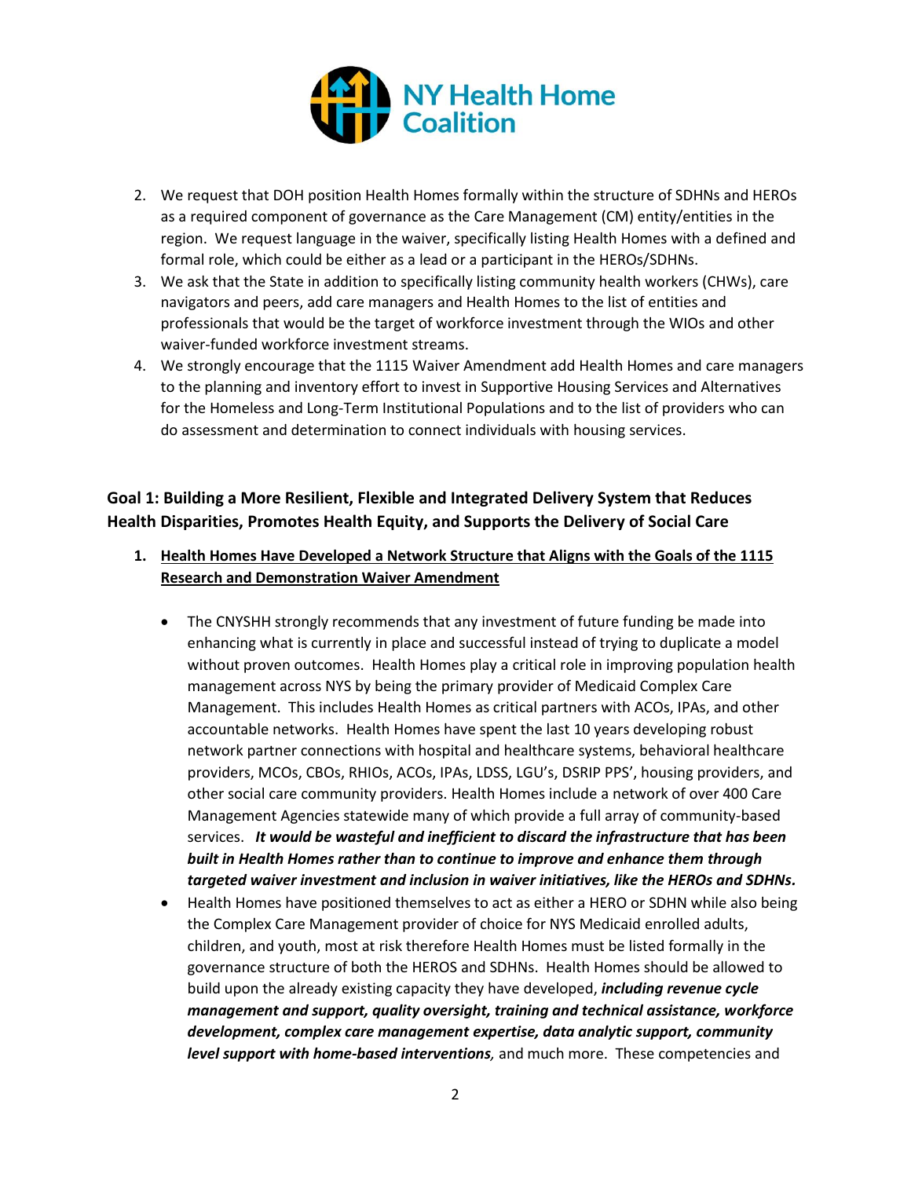2. We request that DOH position Health Homes formally within the structure of SDHNs and HEROs as a required component of governance as the Care Management (CM) entity/entities in the region. We request language in the waiver, specifically listing Health Homes with a defined and formal role, which could be either as a lead or a participant in the HEROs/SDHNs.
3. We ask that the State in addition to specifically listing community health workers (CHWs), care navigators and peers, add care managers and Health Homes to the list of entities and professionals that would be the target of workforce investment through the WIOs and other waiver-funded workforce investment streams.
4. We strongly encourage that the 1115 Waiver Amendment add Health Homes and care managers to the planning and inventory effort to invest in Supportive Housing Services and Alternatives for the Homeless and Long-Term Institutional Populations and to the list of providers who can do assessment and determination to connect individuals with housing services.

## Goal 1: Building a More Resilient, Flexible and Integrated Delivery System that Reduces Health Disparities, Promotes Health Equity, and Supports the Delivery of Social Care

1. **<u>Health Homes Have Developed a Network Structure that Aligns with the Goals of the 1115 Research and Demonstration Waiver Amendment</u>**

   - The CNYSHH strongly recommends that any investment of future funding be made into enhancing what is currently in place and successful instead of trying to duplicate a model without proven outcomes. Health Homes play a critical role in improving population health management across NYS by being the primary provider of Medicaid Complex Care Management. This includes Health Homes as critical partners with ACOs, IPAs, and other accountable networks. Health Homes have spent the last 10 years developing robust network partner connections with hospital and healthcare systems, behavioral healthcare providers, MCOs, CBOs, RHIOs, ACOs, IPAs, LDSS, LGU's, DSRIP PPS', housing providers, and other social care community providers. Health Homes include a network of over 400 Care Management Agencies statewide many of which provide a full array of community-based services. ***It would be wasteful and inefficient to discard the infrastructure that has been built in Health Homes rather than to continue to improve and enhance them through targeted waiver investment and inclusion in waiver initiatives, like the HEROs and SDHNs.***
   - Health Homes have positioned themselves to act as either a HERO or SDHN while also being the Complex Care Management provider of choice for NYS Medicaid enrolled adults, children, and youth, most at risk therefore Health Homes must be listed formally in the governance structure of both the HEROS and SDHNs. Health Homes should be allowed to build upon the already existing capacity they have developed, ***including revenue cycle management and support, quality oversight, training and technical assistance, workforce development, complex care management expertise, data analytic support, community level support with home-based interventions***, and much more. These competencies and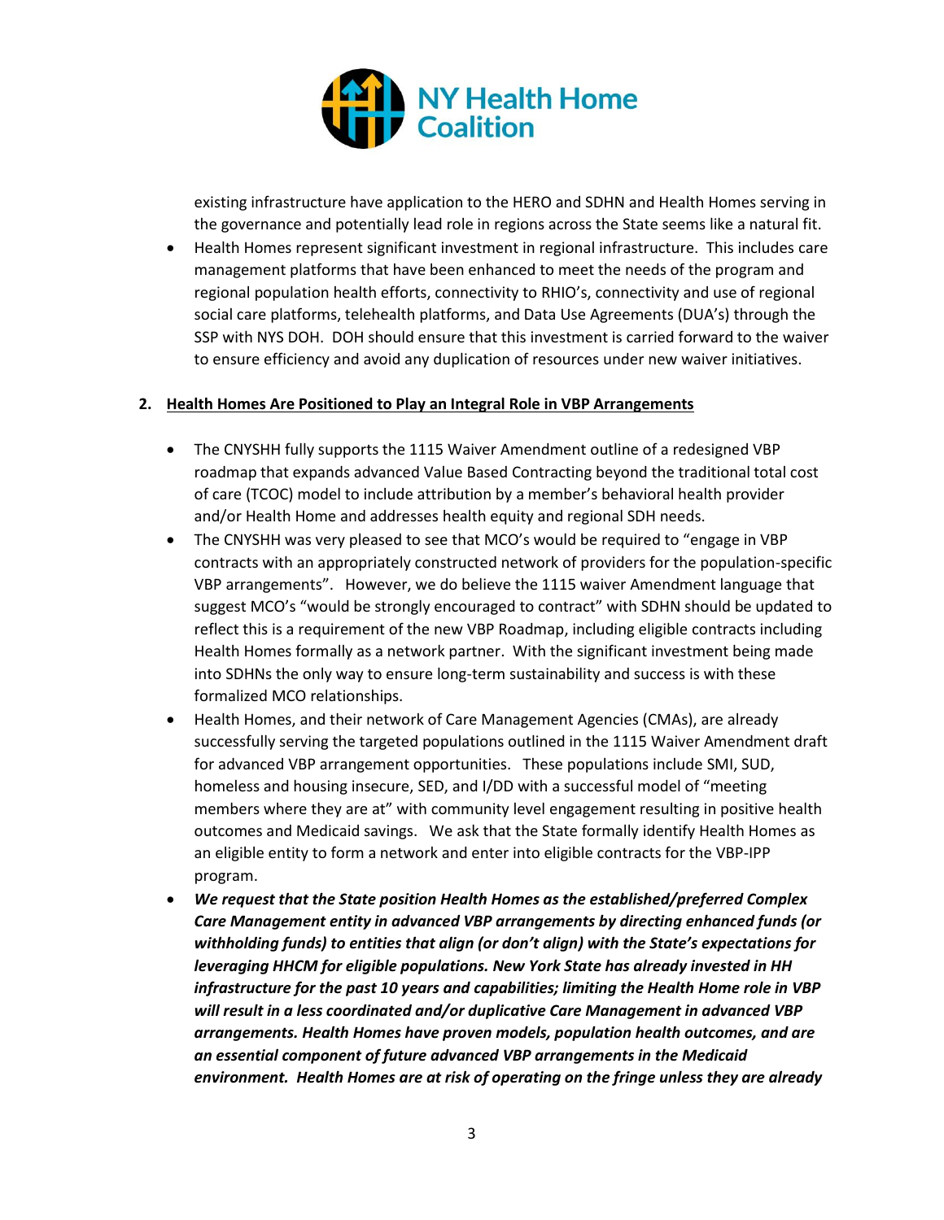existing infrastructure have application to the HERO and SDHN and Health Homes serving in the governance and potentially lead role in regions across the State seems like a natural fit.

- Health Homes represent significant investment in regional infrastructure. This includes care management platforms that have been enhanced to meet the needs of the program and regional population health efforts, connectivity to RHIO's, connectivity and use of regional social care platforms, telehealth platforms, and Data Use Agreements (DUA's) through the SSP with NYS DOH. DOH should ensure that this investment is carried forward to the waiver to ensure efficiency and avoid any duplication of resources under new waiver initiatives.

**2. <u>Health Homes Are Positioned to Play an Integral Role in VBP Arrangements</u>**

- The CNYSHH fully supports the 1115 Waiver Amendment outline of a redesigned VBP roadmap that expands advanced Value Based Contracting beyond the traditional total cost of care (TCOC) model to include attribution by a member's behavioral health provider and/or Health Home and addresses health equity and regional SDH needs.
- The CNYSHH was very pleased to see that MCO's would be required to "engage in VBP contracts with an appropriately constructed network of providers for the population-specific VBP arrangements". However, we do believe the 1115 waiver Amendment language that suggest MCO's "would be strongly encouraged to contract" with SDHN should be updated to reflect this is a requirement of the new VBP Roadmap, including eligible contracts including Health Homes formally as a network partner. With the significant investment being made into SDHNs the only way to ensure long-term sustainability and success is with these formalized MCO relationships.
- Health Homes, and their network of Care Management Agencies (CMAs), are already successfully serving the targeted populations outlined in the 1115 Waiver Amendment draft for advanced VBP arrangement opportunities. These populations include SMI, SUD, homeless and housing insecure, SED, and I/DD with a successful model of "meeting members where they are at" with community level engagement resulting in positive health outcomes and Medicaid savings. We ask that the State formally identify Health Homes as an eligible entity to form a network and enter into eligible contracts for the VBP-IPP program.
- ***We request that the State position Health Homes as the established/preferred Complex Care Management entity in advanced VBP arrangements by directing enhanced funds (or withholding funds) to entities that align (or don't align) with the State's expectations for leveraging HHCM for eligible populations. New York State has already invested in HH infrastructure for the past 10 years and capabilities; limiting the Health Home role in VBP will result in a less coordinated and/or duplicative Care Management in advanced VBP arrangements. Health Homes have proven models, population health outcomes, and are an essential component of future advanced VBP arrangements in the Medicaid environment. Health Homes are at risk of operating on the fringe unless they are already***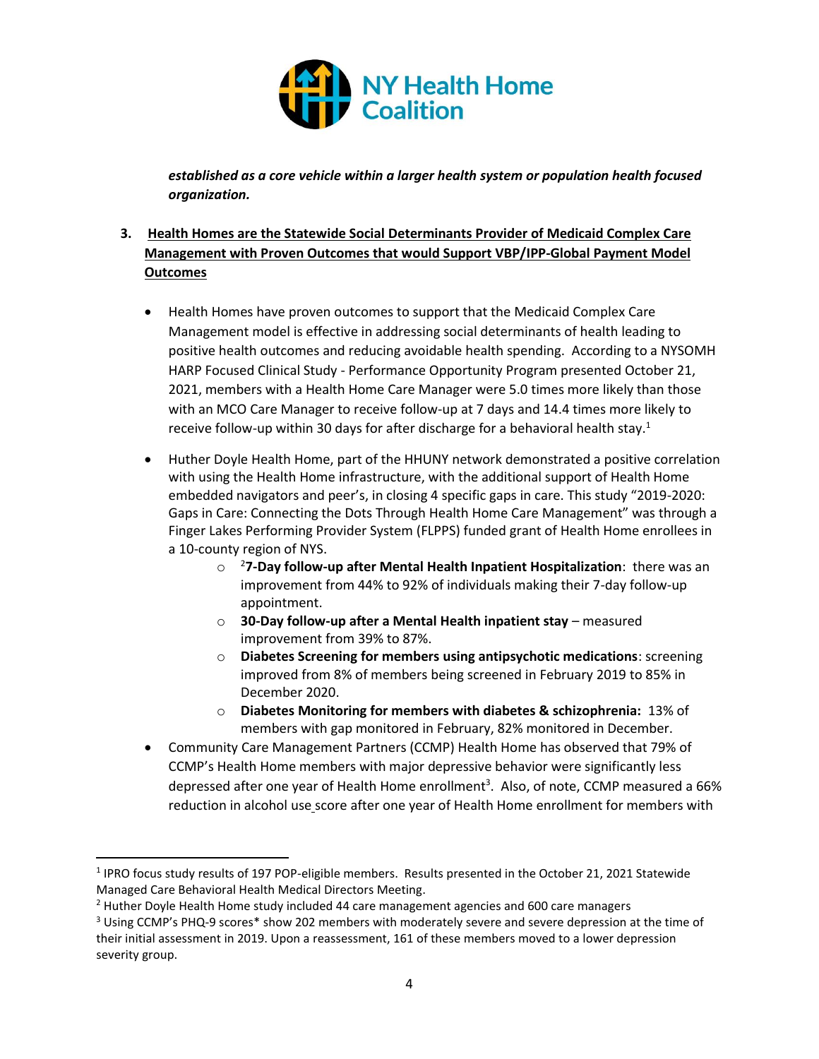***established as a core vehicle within a larger health system or population health focused organization.***

3. **Health Homes are the Statewide Social Determinants Provider of Medicaid Complex Care Management with Proven Outcomes that would Support VBP/IPP-Global Payment Model Outcomes**

- Health Homes have proven outcomes to support that the Medicaid Complex Care Management model is effective in addressing social determinants of health leading to positive health outcomes and reducing avoidable health spending. According to a NYSOMH HARP Focused Clinical Study - Performance Opportunity Program presented October 21, 2021, members with a Health Home Care Manager were 5.0 times more likely than those with an MCO Care Manager to receive follow-up at 7 days and 14.4 times more likely to receive follow-up within 30 days for after discharge for a behavioral health stay.[1]
- Huther Doyle Health Home, part of the HHUNY network demonstrated a positive correlation with using the Health Home infrastructure, with the additional support of Health Home embedded navigators and peer's, in closing 4 specific gaps in care. This study "2019-2020: Gaps in Care: Connecting the Dots Through Health Home Care Management" was through a Finger Lakes Performing Provider System (FLPPS) funded grant of Health Home enrollees in a 10-county region of NYS.
  - [2]**7-Day follow-up after Mental Health Inpatient Hospitalization**: there was an improvement from 44% to 92% of individuals making their 7-day follow-up appointment.
  - **30-Day follow-up after a Mental Health inpatient stay** – measured improvement from 39% to 87%.
  - **Diabetes Screening for members using antipsychotic medications**: screening improved from 8% of members being screened in February 2019 to 85% in December 2020.
  - **Diabetes Monitoring for members with diabetes & schizophrenia:** 13% of members with gap monitored in February, 82% monitored in December.
- Community Care Management Partners (CCMP) Health Home has observed that 79% of CCMP's Health Home members with major depressive behavior were significantly less depressed after one year of Health Home enrollment[3]. Also, of note, CCMP measured a 66% reduction in alcohol use score after one year of Health Home enrollment for members with

---

[1] IPRO focus study results of 197 POP-eligible members. Results presented in the October 21, 2021 Statewide Managed Care Behavioral Health Medical Directors Meeting.

[2] Huther Doyle Health Home study included 44 care management agencies and 600 care managers

[3] Using CCMP's PHQ-9 scores* show 202 members with moderately severe and severe depression at the time of their initial assessment in 2019. Upon a reassessment, 161 of these members moved to a lower depression severity group.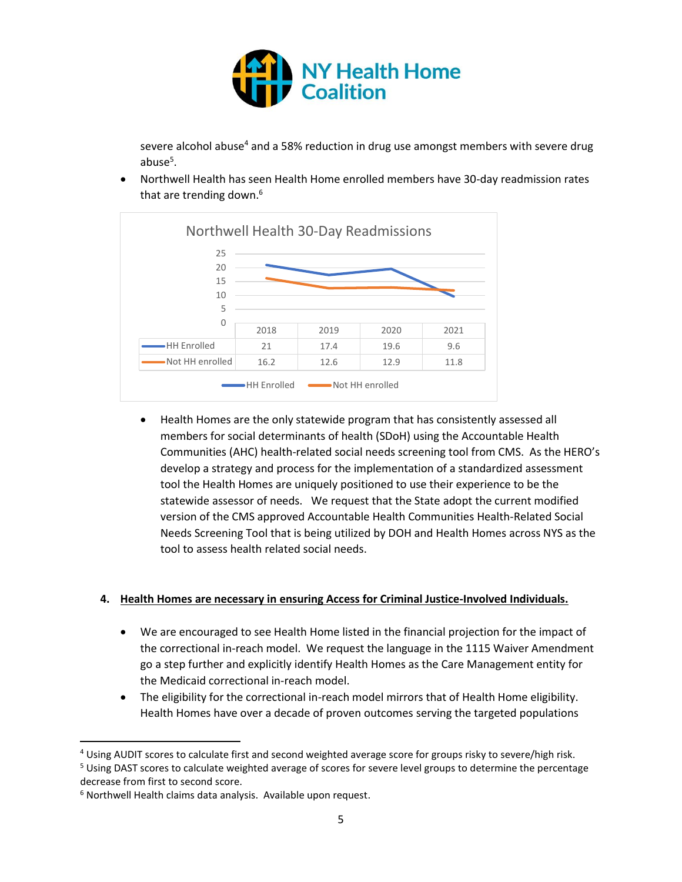severe alcohol abuse[4] and a 58% reduction in drug use amongst members with severe drug abuse[5].

- Northwell Health has seen Health Home enrolled members have 30-day readmission rates that are trending down.[6]

**Northwell Health 30-Day Readmissions**

| | 2018 | 2019 | 2020 | 2021 |
|---|---|---|---|---|
| HH Enrolled | 21 | 17.4 | 19.6 | 9.6 |
| Not HH enrolled | 16.2 | 12.6 | 12.9 | 11.8 |

- Health Homes are the only statewide program that has consistently assessed all members for social determinants of health (SDoH) using the Accountable Health Communities (AHC) health-related social needs screening tool from CMS. As the HERO's develop a strategy and process for the implementation of a standardized assessment tool the Health Homes are uniquely positioned to use their experience to be the statewide assessor of needs. We request that the State adopt the current modified version of the CMS approved Accountable Health Communities Health-Related Social Needs Screening Tool that is being utilized by DOH and Health Homes across NYS as the tool to assess health related social needs.

**4. <u>Health Homes are necessary in ensuring Access for Criminal Justice-Involved Individuals.</u>**

- We are encouraged to see Health Home listed in the financial projection for the impact of the correctional in-reach model. We request the language in the 1115 Waiver Amendment go a step further and explicitly identify Health Homes as the Care Management entity for the Medicaid correctional in-reach model.
- The eligibility for the correctional in-reach model mirrors that of Health Home eligibility. Health Homes have over a decade of proven outcomes serving the targeted populations

---

[4] Using AUDIT scores to calculate first and second weighted average score for groups risky to severe/high risk.

[5] Using DAST scores to calculate weighted average of scores for severe level groups to determine the percentage decrease from first to second score.

[6] Northwell Health claims data analysis. Available upon request.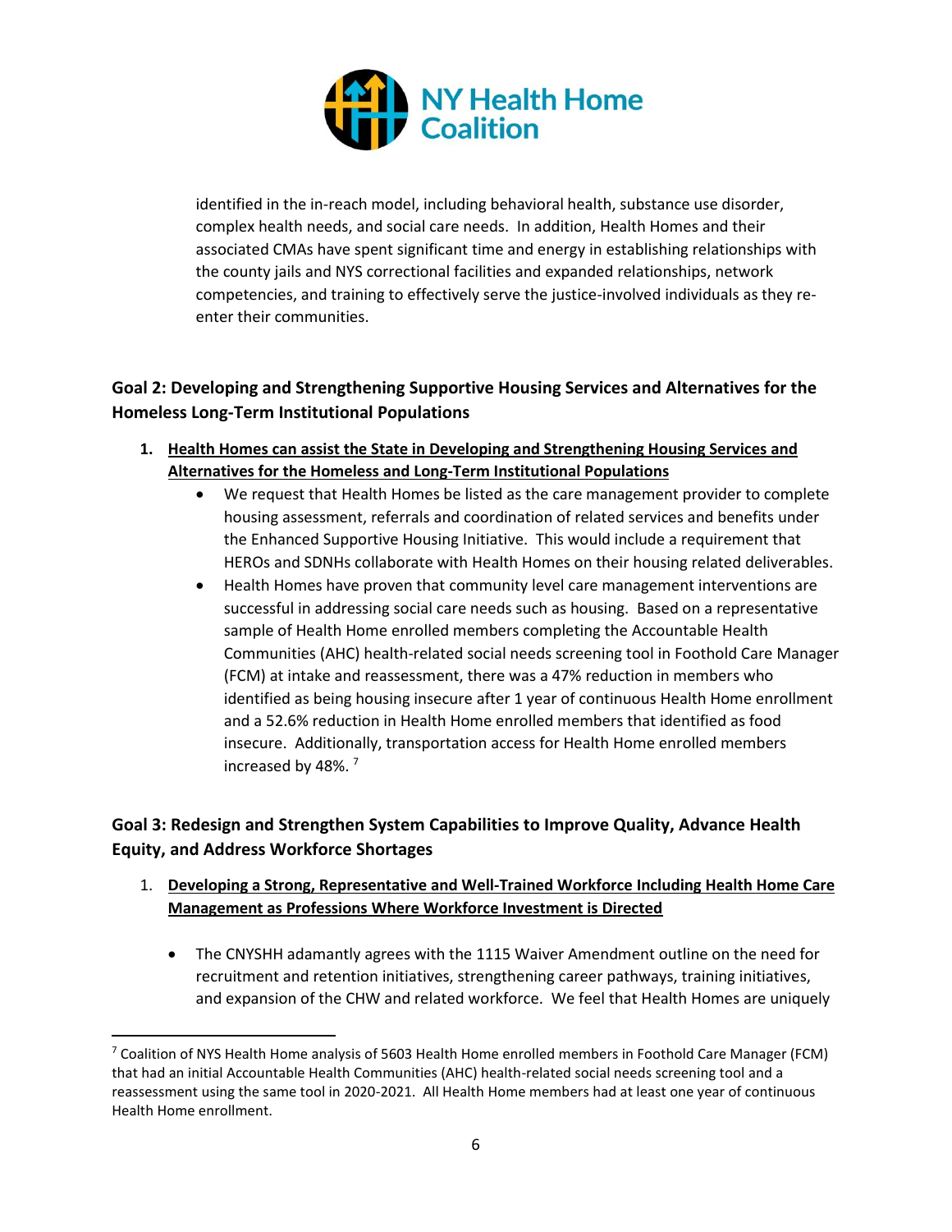identified in the in-reach model, including behavioral health, substance use disorder, complex health needs, and social care needs. In addition, Health Homes and their associated CMAs have spent significant time and energy in establishing relationships with the county jails and NYS correctional facilities and expanded relationships, network competencies, and training to effectively serve the justice-involved individuals as they re-enter their communities.

### Goal 2: Developing and Strengthening Supportive Housing Services and Alternatives for the Homeless Long-Term Institutional Populations

1. **Health Homes can assist the State in Developing and Strengthening Housing Services and Alternatives for the Homeless and Long-Term Institutional Populations**
   - We request that Health Homes be listed as the care management provider to complete housing assessment, referrals and coordination of related services and benefits under the Enhanced Supportive Housing Initiative. This would include a requirement that HEROs and SDNHs collaborate with Health Homes on their housing related deliverables.
   - Health Homes have proven that community level care management interventions are successful in addressing social care needs such as housing. Based on a representative sample of Health Home enrolled members completing the Accountable Health Communities (AHC) health-related social needs screening tool in Foothold Care Manager (FCM) at intake and reassessment, there was a 47% reduction in members who identified as being housing insecure after 1 year of continuous Health Home enrollment and a 52.6% reduction in Health Home enrolled members that identified as food insecure. Additionally, transportation access for Health Home enrolled members increased by 48%. [7]

### Goal 3: Redesign and Strengthen System Capabilities to Improve Quality, Advance Health Equity, and Address Workforce Shortages

1. **Developing a Strong, Representative and Well-Trained Workforce Including Health Home Care Management as Professions Where Workforce Investment is Directed**
   - The CNYSHH adamantly agrees with the 1115 Waiver Amendment outline on the need for recruitment and retention initiatives, strengthening career pathways, training initiatives, and expansion of the CHW and related workforce. We feel that Health Homes are uniquely

---

[7] Coalition of NYS Health Home analysis of 5603 Health Home enrolled members in Foothold Care Manager (FCM) that had an initial Accountable Health Communities (AHC) health-related social needs screening tool and a reassessment using the same tool in 2020-2021. All Health Home members had at least one year of continuous Health Home enrollment.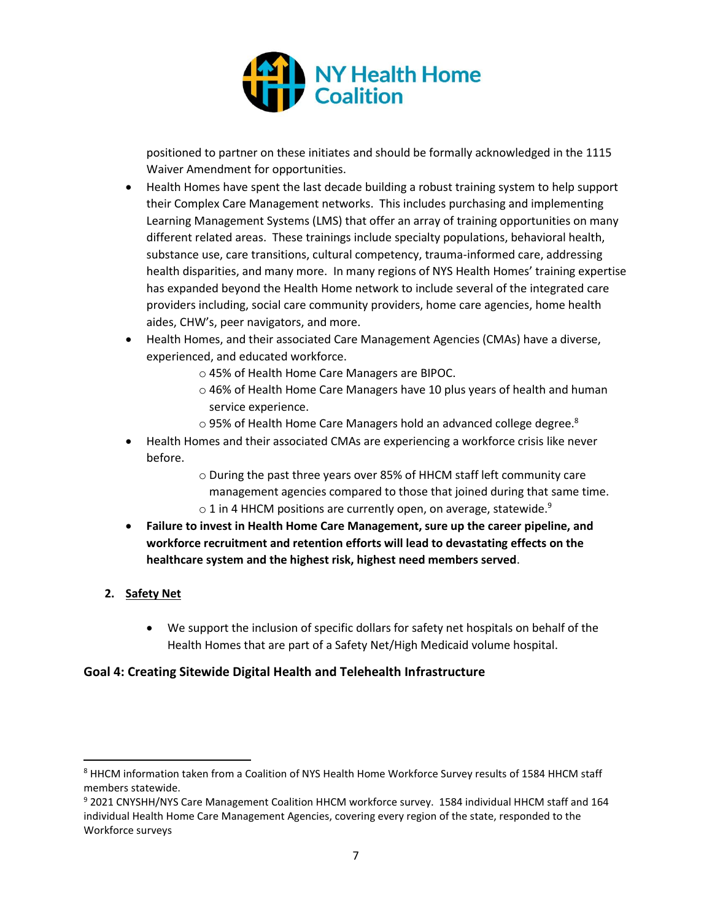positioned to partner on these initiates and should be formally acknowledged in the 1115 Waiver Amendment for opportunities.

- Health Homes have spent the last decade building a robust training system to help support their Complex Care Management networks. This includes purchasing and implementing Learning Management Systems (LMS) that offer an array of training opportunities on many different related areas. These trainings include specialty populations, behavioral health, substance use, care transitions, cultural competency, trauma-informed care, addressing health disparities, and many more. In many regions of NYS Health Homes' training expertise has expanded beyond the Health Home network to include several of the integrated care providers including, social care community providers, home care agencies, home health aides, CHW's, peer navigators, and more.
- Health Homes, and their associated Care Management Agencies (CMAs) have a diverse, experienced, and educated workforce.
  - 45% of Health Home Care Managers are BIPOC.
  - 46% of Health Home Care Managers have 10 plus years of health and human service experience.
  - 95% of Health Home Care Managers hold an advanced college degree.[8]
- Health Homes and their associated CMAs are experiencing a workforce crisis like never before.
  - During the past three years over 85% of HHCM staff left community care management agencies compared to those that joined during that same time.
  - 1 in 4 HHCM positions are currently open, on average, statewide.[9]
- **Failure to invest in Health Home Care Management, sure up the career pipeline, and workforce recruitment and retention efforts will lead to devastating effects on the healthcare system and the highest risk, highest need members served**.

2. **Safety Net**

   - We support the inclusion of specific dollars for safety net hospitals on behalf of the Health Homes that are part of a Safety Net/High Medicaid volume hospital.

### Goal 4: Creating Sitewide Digital Health and Telehealth Infrastructure

---

[8] HHCM information taken from a Coalition of NYS Health Home Workforce Survey results of 1584 HHCM staff members statewide.

[9] 2021 CNYSHH/NYS Care Management Coalition HHCM workforce survey. 1584 individual HHCM staff and 164 individual Health Home Care Management Agencies, covering every region of the state, responded to the Workforce surveys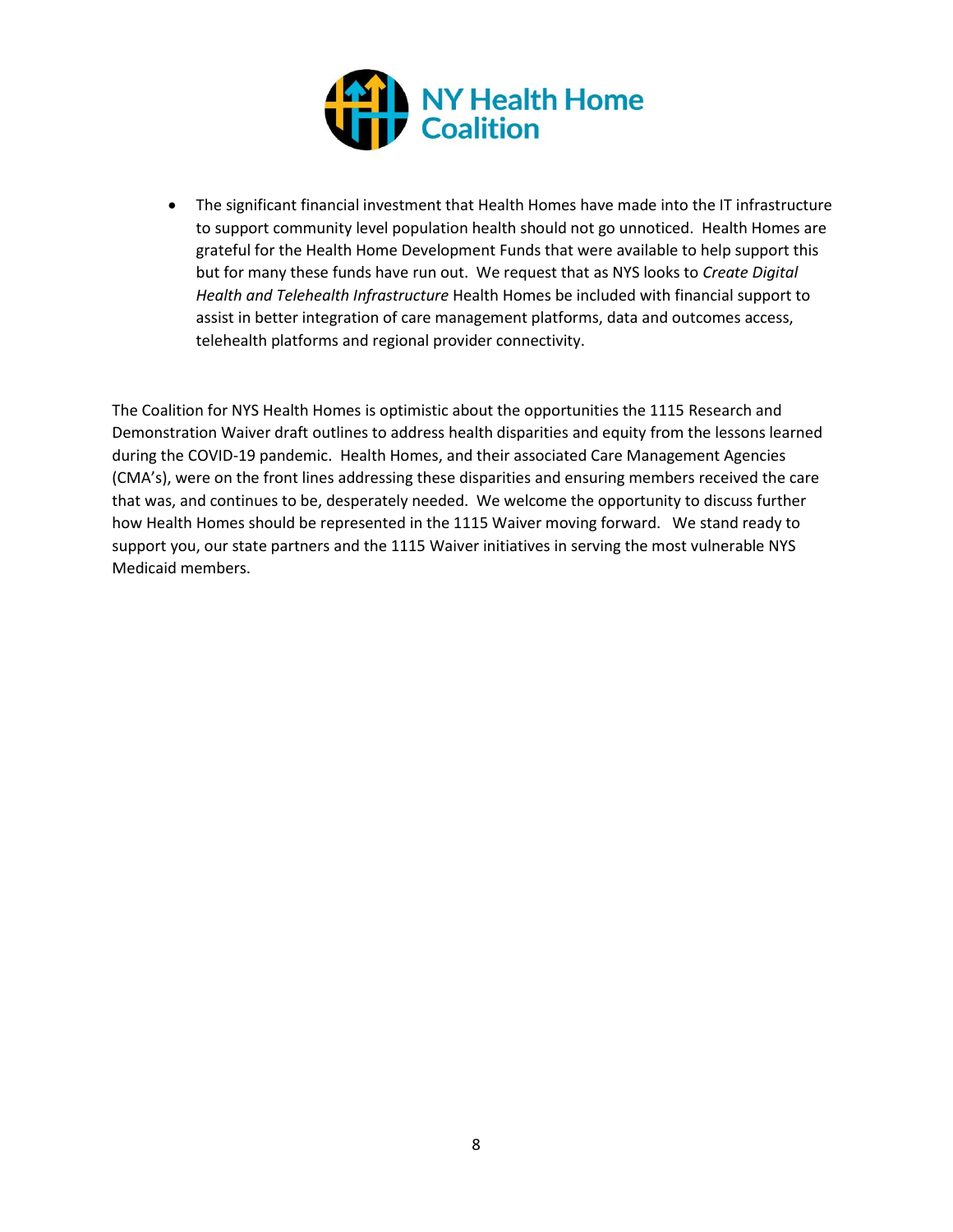- The significant financial investment that Health Homes have made into the IT infrastructure to support community level population health should not go unnoticed. Health Homes are grateful for the Health Home Development Funds that were available to help support this but for many these funds have run out. We request that as NYS looks to *Create Digital Health and Telehealth Infrastructure* Health Homes be included with financial support to assist in better integration of care management platforms, data and outcomes access, telehealth platforms and regional provider connectivity.

The Coalition for NYS Health Homes is optimistic about the opportunities the 1115 Research and Demonstration Waiver draft outlines to address health disparities and equity from the lessons learned during the COVID-19 pandemic. Health Homes, and their associated Care Management Agencies (CMA's), were on the front lines addressing these disparities and ensuring members received the care that was, and continues to be, desperately needed. We welcome the opportunity to discuss further how Health Homes should be represented in the 1115 Waiver moving forward. We stand ready to support you, our state partners and the 1115 Waiver initiatives in serving the most vulnerable NYS Medicaid members.